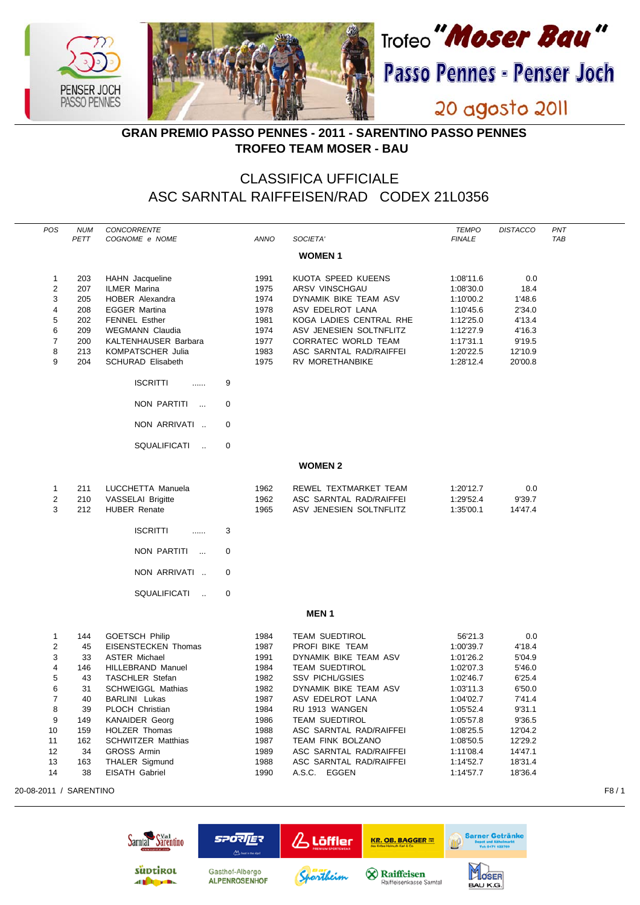Trofeo "Moser Bau"

Passo Pennes - Penser Joch

20 agosto 2011

## GRAN PREMIO PASSO PENNES - 2011 - SARENTINO PASSO PENNES
## TROFEO TEAM MOSER - BAU

## CLASSIFICA UFFICIALE
## ASC SARNTAL RAIFFEISEN/RAD CODEX 21L0356

| POS | NUM PETT | CONCORRENTE COGNOME e NOME | ANNO | SOCIETA' | TEMPO FINALE | DISTACCO | PNT TAB |
|---|---|---|---|---|---|---|---|
| | | | | **WOMEN 1** | | | |
| 1 | 203 | HAHN Jacqueline | 1991 | KUOTA SPEED KUEENS | 1:08'11.6 | 0.0 | |
| 2 | 207 | ILMER Marina | 1975 | ARSV VINSCHGAU | 1:08'30.0 | 18.4 | |
| 3 | 205 | HOBER Alexandra | 1974 | DYNAMIK BIKE TEAM ASV | 1:10'00.2 | 1'48.6 | |
| 4 | 208 | EGGER Martina | 1978 | ASV EDELROT LANA | 1:10'45.6 | 2'34.0 | |
| 5 | 202 | FENNEL Esther | 1981 | KOGA LADIES CENTRAL RHE | 1:12'25.0 | 4'13.4 | |
| 6 | 209 | WEGMANN Claudia | 1974 | ASV JENESIEN SOLTNFLITZ | 1:12'27.9 | 4'16.3 | |
| 7 | 200 | KALTENHAUSER Barbara | 1977 | CORRATEC WORLD TEAM | 1:17'31.1 | 9'19.5 | |
| 8 | 213 | KOMPATSCHER Julia | 1983 | ASC SARNTAL RAD/RAIFFEI | 1:20'22.5 | 12'10.9 | |
| 9 | 204 | SCHURAD Elisabeth | 1975 | RV MORETHANBIKE | 1:28'12.4 | 20'00.8 | |

ISCRITTI ...... 9

NON PARTITI ... 0

NON ARRIVATI .. 0

SQUALIFICATI .. 0

| POS | NUM PETT | CONCORRENTE COGNOME e NOME | ANNO | SOCIETA' | TEMPO FINALE | DISTACCO | PNT TAB |
|---|---|---|---|---|---|---|---|
| | | | | **WOMEN 2** | | | |
| 1 | 211 | LUCCHETTA Manuela | 1962 | REWEL TEXTMARKET TEAM | 1:20'12.7 | 0.0 | |
| 2 | 210 | VASSELAI Brigitte | 1962 | ASC SARNTAL RAD/RAIFFEI | 1:29'52.4 | 9'39.7 | |
| 3 | 212 | HUBER Renate | 1965 | ASV JENESIEN SOLTNFLITZ | 1:35'00.1 | 14'47.4 | |

ISCRITTI ...... 3

NON PARTITI ... 0

NON ARRIVATI .. 0

SQUALIFICATI .. 0

| POS | NUM PETT | CONCORRENTE COGNOME e NOME | ANNO | SOCIETA' | TEMPO FINALE | DISTACCO | PNT TAB |
|---|---|---|---|---|---|---|---|
| | | | | **MEN 1** | | | |
| 1 | 144 | GOETSCH Philip | 1984 | TEAM SUEDTIROL | 56'21.3 | 0.0 | |
| 2 | 45 | EISENSTECKEN Thomas | 1987 | PROFI BIKE TEAM | 1:00'39.7 | 4'18.4 | |
| 3 | 33 | ASTER Michael | 1991 | DYNAMIK BIKE TEAM ASV | 1:01'26.2 | 5'04.9 | |
| 4 | 146 | HILLEBRAND Manuel | 1984 | TEAM SUEDTIROL | 1:02'07.3 | 5'46.0 | |
| 5 | 43 | TASCHLER Stefan | 1982 | SSV PICHL/GSIES | 1:02'46.7 | 6'25.4 | |
| 6 | 31 | SCHWEIGGL Mathias | 1982 | DYNAMIK BIKE TEAM ASV | 1:03'11.3 | 6'50.0 | |
| 7 | 40 | BARLINI Lukas | 1987 | ASV EDELROT LANA | 1:04'02.7 | 7'41.4 | |
| 8 | 39 | PLOCH Christian | 1984 | RU 1913 WANGEN | 1:05'52.4 | 9'31.1 | |
| 9 | 149 | KANAIDER Georg | 1986 | TEAM SUEDTIROL | 1:05'57.8 | 9'36.5 | |
| 10 | 159 | HOLZER Thomas | 1988 | ASC SARNTAL RAD/RAIFFEI | 1:08'25.5 | 12'04.2 | |
| 11 | 162 | SCHWITZER Matthias | 1987 | TEAM FINK BOLZANO | 1:08'50.5 | 12'29.2 | |
| 12 | 34 | GROSS Armin | 1989 | ASC SARNTAL RAD/RAIFFEI | 1:11'08.4 | 14'47.1 | |
| 13 | 163 | THALER Sigmund | 1988 | ASC SARNTAL RAD/RAIFFEI | 1:14'52.7 | 18'31.4 | |
| 14 | 38 | EISATH Gabriel | 1990 | A.S.C. EGGEN | 1:14'57.7 | 18'36.4 | |

20-08-2011 / SARENTINO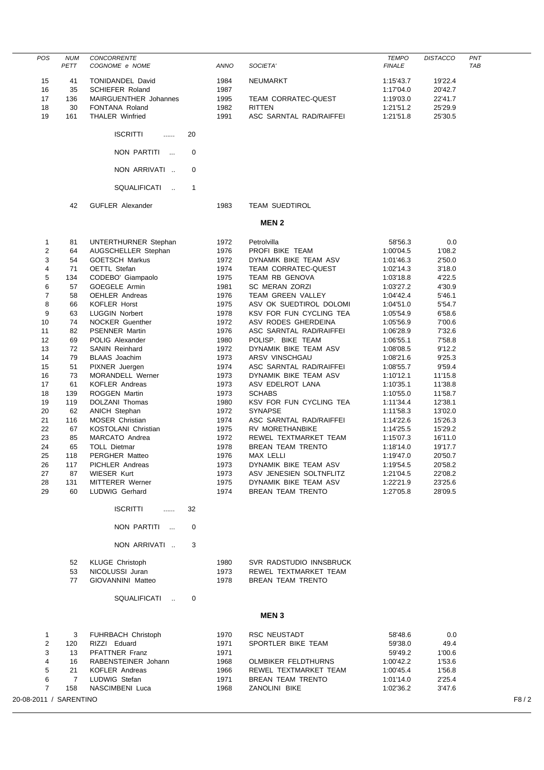| POS | NUM PETT | CONCORRENTE COGNOME e NOME | ANNO | SOCIETA' | TEMPO FINALE | DISTACCO | PNT TAB |
|---|---|---|---|---|---|---|---|
| 15 | 41 | TONIDANDEL David | 1984 | NEUMARKT | 1:15'43.7 | 19'22.4 | |
| 16 | 35 | SCHIEFER Roland | 1987 | | 1:17'04.0 | 20'42.7 | |
| 17 | 136 | MAIRGUENTHER Johannes | 1995 | TEAM CORRATEC-QUEST | 1:19'03.0 | 22'41.7 | |
| 18 | 30 | FONTANA Roland | 1982 | RITTEN | 1:21'51.2 | 25'29.9 | |
| 19 | 161 | THALER Winfried | 1991 | ASC SARNTAL RAD/RAIFFEI | 1:21'51.8 | 25'30.5 | |

ISCRITTI ...... 20

NON PARTITI ... 0

NON ARRIVATI .. 0

SQUALIFICATI .. 1

| NUM PETT | COGNOME e NOME | ANNO | SOCIETA' |
|---|---|---|---|
| 42 | GUFLER Alexander | 1983 | TEAM SUEDTIROL |

## MEN 2

| POS | NUM PETT | CONCORRENTE COGNOME e NOME | ANNO | SOCIETA' | TEMPO FINALE | DISTACCO | PNT TAB |
|---|---|---|---|---|---|---|---|
| 1 | 81 | UNTERTHURNER Stephan | 1972 | Petrolvilla | 58'56.3 | 0.0 | |
| 2 | 64 | AUGSCHELLER Stephan | 1976 | PROFI BIKE TEAM | 1:00'04.5 | 1'08.2 | |
| 3 | 54 | GOETSCH Markus | 1972 | DYNAMIK BIKE TEAM ASV | 1:01'46.3 | 2'50.0 | |
| 4 | 71 | OETTL Stefan | 1974 | TEAM CORRATEC-QUEST | 1:02'14.3 | 3'18.0 | |
| 5 | 134 | CODEBO' Giampaolo | 1975 | TEAM RB GENOVA | 1:03'18.8 | 4'22.5 | |
| 6 | 57 | GOEGELE Armin | 1981 | SC MERAN ZORZI | 1:03'27.2 | 4'30.9 | |
| 7 | 58 | OEHLER Andreas | 1976 | TEAM GREEN VALLEY | 1:04'42.4 | 5'46.1 | |
| 8 | 66 | KOFLER Horst | 1975 | ASV OK SUEDTIROL DOLOMI | 1:04'51.0 | 5'54.7 | |
| 9 | 63 | LUGGIN Norbert | 1978 | KSV FOR FUN CYCLING TEA | 1:05'54.9 | 6'58.6 | |
| 10 | 74 | NOCKER Guenther | 1972 | ASV RODES GHERDEINA | 1:05'56.9 | 7'00.6 | |
| 11 | 82 | PSENNER Martin | 1976 | ASC SARNTAL RAD/RAIFFEI | 1:06'28.9 | 7'32.6 | |
| 12 | 69 | POLIG Alexander | 1980 | POLISP. BIKE TEAM | 1:06'55.1 | 7'58.8 | |
| 13 | 72 | SANIN Reinhard | 1972 | DYNAMIK BIKE TEAM ASV | 1:08'08.5 | 9'12.2 | |
| 14 | 79 | BLAAS Joachim | 1973 | ARSV VINSCHGAU | 1:08'21.6 | 9'25.3 | |
| 15 | 51 | PIXNER Juergen | 1974 | ASC SARNTAL RAD/RAIFFEI | 1:08'55.7 | 9'59.4 | |
| 16 | 73 | MORANDELL Werner | 1973 | DYNAMIK BIKE TEAM ASV | 1:10'12.1 | 11'15.8 | |
| 17 | 61 | KOFLER Andreas | 1973 | ASV EDELROT LANA | 1:10'35.1 | 11'38.8 | |
| 18 | 139 | ROGGEN Martin | 1973 | SCHABS | 1:10'55.0 | 11'58.7 | |
| 19 | 119 | DOLZANI Thomas | 1980 | KSV FOR FUN CYCLING TEA | 1:11'34.4 | 12'38.1 | |
| 20 | 62 | ANICH Stephan | 1972 | SYNAPSE | 1:11'58.3 | 13'02.0 | |
| 21 | 116 | MOSER Christian | 1974 | ASC SARNTAL RAD/RAIFFEI | 1:14'22.6 | 15'26.3 | |
| 22 | 67 | KOSTOLANI Christian | 1975 | RV MORETHANBIKE | 1:14'25.5 | 15'29.2 | |
| 23 | 85 | MARCATO Andrea | 1972 | REWEL TEXTMARKET TEAM | 1:15'07.3 | 16'11.0 | |
| 24 | 65 | TOLL Dietmar | 1978 | BREAN TEAM TRENTO | 1:18'14.0 | 19'17.7 | |
| 25 | 118 | PERGHER Matteo | 1976 | MAX LELLI | 1:19'47.0 | 20'50.7 | |
| 26 | 117 | PICHLER Andreas | 1973 | DYNAMIK BIKE TEAM ASV | 1:19'54.5 | 20'58.2 | |
| 27 | 87 | WIESER Kurt | 1973 | ASV JENESIEN SOLTNFLITZ | 1:21'04.5 | 22'08.2 | |
| 28 | 131 | MITTERER Werner | 1975 | DYNAMIK BIKE TEAM ASV | 1:22'21.9 | 23'25.6 | |
| 29 | 60 | LUDWIG Gerhard | 1974 | BREAN TEAM TRENTO | 1:27'05.8 | 28'09.5 | |

ISCRITTI ...... 32

NON PARTITI ... 0

NON ARRIVATI .. 3

| NUM PETT | COGNOME e NOME | ANNO | SOCIETA' |
|---|---|---|---|
| 52 | KLUGE Christoph | 1980 | SVR RADSTUDIO INNSBRUCK |
| 53 | NICOLUSSI Juran | 1973 | REWEL TEXTMARKET TEAM |
| 77 | GIOVANNINI Matteo | 1978 | BREAN TEAM TRENTO |

SQUALIFICATI .. 0

## MEN 3

| POS | NUM PETT | CONCORRENTE COGNOME e NOME | ANNO | SOCIETA' | TEMPO FINALE | DISTACCO | PNT TAB |
|---|---|---|---|---|---|---|---|
| 1 | 3 | FUHRBACH Christoph | 1970 | RSC NEUSTADT | 58'48.6 | 0.0 | |
| 2 | 120 | RIZZI Eduard | 1971 | SPORTLER BIKE TEAM | 59'38.0 | 49.4 | |
| 3 | 13 | PFATTNER Franz | 1971 | | 59'49.2 | 1'00.6 | |
| 4 | 16 | RABENSTEINER Johann | 1968 | OLMBIKER FELDTHURNS | 1:00'42.2 | 1'53.6 | |
| 5 | 21 | KOFLER Andreas | 1966 | REWEL TEXTMARKET TEAM | 1:00'45.4 | 1'56.8 | |
| 6 | 7 | LUDWIG Stefan | 1971 | BREAN TEAM TRENTO | 1:01'14.0 | 2'25.4 | |
| 7 | 158 | NASCIMBENI Luca | 1968 | ZANOLINI BIKE | 1:02'36.2 | 3'47.6 | |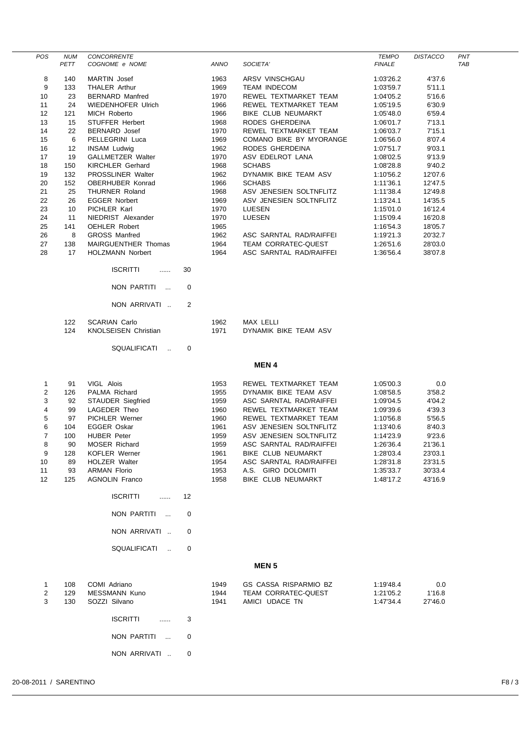| POS | NUM PETT | CONCORRENTE COGNOME e NOME | ANNO | SOCIETA' | TEMPO FINALE | DISTACCO | PNT TAB |
|---|---|---|---|---|---|---|---|
| 8 | 140 | MARTIN Josef | 1963 | ARSV VINSCHGAU | 1:03'26.2 | 4'37.6 | |
| 9 | 133 | THALER Arthur | 1969 | TEAM INDECOM | 1:03'59.7 | 5'11.1 | |
| 10 | 23 | BERNARD Manfred | 1970 | REWEL TEXTMARKET TEAM | 1:04'05.2 | 5'16.6 | |
| 11 | 24 | WIEDENHOFER Ulrich | 1966 | REWEL TEXTMARKET TEAM | 1:05'19.5 | 6'30.9 | |
| 12 | 121 | MICH Roberto | 1966 | BIKE CLUB NEUMARKT | 1:05'48.0 | 6'59.4 | |
| 13 | 15 | STUFFER Herbert | 1968 | RODES GHERDEINA | 1:06'01.7 | 7'13.1 | |
| 14 | 22 | BERNARD Josef | 1970 | REWEL TEXTMARKET TEAM | 1:06'03.7 | 7'15.1 | |
| 15 | 6 | PELLEGRINI Luca | 1969 | COMANO BIKE BY MYORANGE | 1:06'56.0 | 8'07.4 | |
| 16 | 12 | INSAM Ludwig | 1962 | RODES GHERDEINA | 1:07'51.7 | 9'03.1 | |
| 17 | 19 | GALLMETZER Walter | 1970 | ASV EDELROT LANA | 1:08'02.5 | 9'13.9 | |
| 18 | 150 | KIRCHLER Gerhard | 1968 | SCHABS | 1:08'28.8 | 9'40.2 | |
| 19 | 132 | PROSSLINER Walter | 1962 | DYNAMIK BIKE TEAM ASV | 1:10'56.2 | 12'07.6 | |
| 20 | 152 | OBERHUBER Konrad | 1966 | SCHABS | 1:11'36.1 | 12'47.5 | |
| 21 | 25 | THURNER Roland | 1968 | ASV JENESIEN SOLTNFLITZ | 1:11'38.4 | 12'49.8 | |
| 22 | 26 | EGGER Norbert | 1969 | ASV JENESIEN SOLTNFLITZ | 1:13'24.1 | 14'35.5 | |
| 23 | 10 | PICHLER Karl | 1970 | LUESEN | 1:15'01.0 | 16'12.4 | |
| 24 | 11 | NIEDRIST Alexander | 1970 | LUESEN | 1:15'09.4 | 16'20.8 | |
| 25 | 141 | OEHLER Robert | 1965 | | 1:16'54.3 | 18'05.7 | |
| 26 | 8 | GROSS Manfred | 1962 | ASC SARNTAL RAD/RAIFFEI | 1:19'21.3 | 20'32.7 | |
| 27 | 138 | MAIRGUENTHER Thomas | 1964 | TEAM CORRATEC-QUEST | 1:26'51.6 | 28'03.0 | |
| 28 | 17 | HOLZMANN Norbert | 1964 | ASC SARNTAL RAD/RAIFFEI | 1:36'56.4 | 38'07.8 | |

ISCRITTI ...... 30

NON PARTITI ... 0

NON ARRIVATI .. 2

| NUM PETT | COGNOME e NOME | ANNO | SOCIETA' |
|---|---|---|---|
| 122 | SCARIAN Carlo | 1962 | MAX LELLI |
| 124 | KNOLSEISEN Christian | 1971 | DYNAMIK BIKE TEAM ASV |

SQUALIFICATI .. 0

## MEN 4

| POS | NUM PETT | COGNOME e NOME | ANNO | SOCIETA' | TEMPO FINALE | DISTACCO | PNT TAB |
|---|---|---|---|---|---|---|---|
| 1 | 91 | VIGL Alois | 1953 | REWEL TEXTMARKET TEAM | 1:05'00.3 | 0.0 | |
| 2 | 126 | PALMA Richard | 1955 | DYNAMIK BIKE TEAM ASV | 1:08'58.5 | 3'58.2 | |
| 3 | 92 | STAUDER Siegfried | 1959 | ASC SARNTAL RAD/RAIFFEI | 1:09'04.5 | 4'04.2 | |
| 4 | 99 | LAGEDER Theo | 1960 | REWEL TEXTMARKET TEAM | 1:09'39.6 | 4'39.3 | |
| 5 | 97 | PICHLER Werner | 1960 | REWEL TEXTMARKET TEAM | 1:10'56.8 | 5'56.5 | |
| 6 | 104 | EGGER Oskar | 1961 | ASV JENESIEN SOLTNFLITZ | 1:13'40.6 | 8'40.3 | |
| 7 | 100 | HUBER Peter | 1959 | ASV JENESIEN SOLTNFLITZ | 1:14'23.9 | 9'23.6 | |
| 8 | 90 | MOSER Richard | 1959 | ASC SARNTAL RAD/RAIFFEI | 1:26'36.4 | 21'36.1 | |
| 9 | 128 | KOFLER Werner | 1961 | BIKE CLUB NEUMARKT | 1:28'03.4 | 23'03.1 | |
| 10 | 89 | HOLZER Walter | 1954 | ASC SARNTAL RAD/RAIFFEI | 1:28'31.8 | 23'31.5 | |
| 11 | 93 | ARMAN Florio | 1953 | A.S. GIRO DOLOMITI | 1:35'33.7 | 30'33.4 | |
| 12 | 125 | AGNOLIN Franco | 1958 | BIKE CLUB NEUMARKT | 1:48'17.2 | 43'16.9 | |

ISCRITTI ...... 12

NON PARTITI ... 0

NON ARRIVATI .. 0

SQUALIFICATI .. 0

## MEN 5

| POS | NUM PETT | COGNOME e NOME | ANNO | SOCIETA' | TEMPO FINALE | DISTACCO | PNT TAB |
|---|---|---|---|---|---|---|---|
| 1 | 108 | COMI Adriano | 1949 | GS CASSA RISPARMIO BZ | 1:19'48.4 | 0.0 | |
| 2 | 129 | MESSMANN Kuno | 1944 | TEAM CORRATEC-QUEST | 1:21'05.2 | 1'16.8 | |
| 3 | 130 | SOZZI Silvano | 1941 | AMICI UDACE TN | 1:47'34.4 | 27'46.0 | |

ISCRITTI ...... 3

NON PARTITI ... 0

NON ARRIVATI .. 0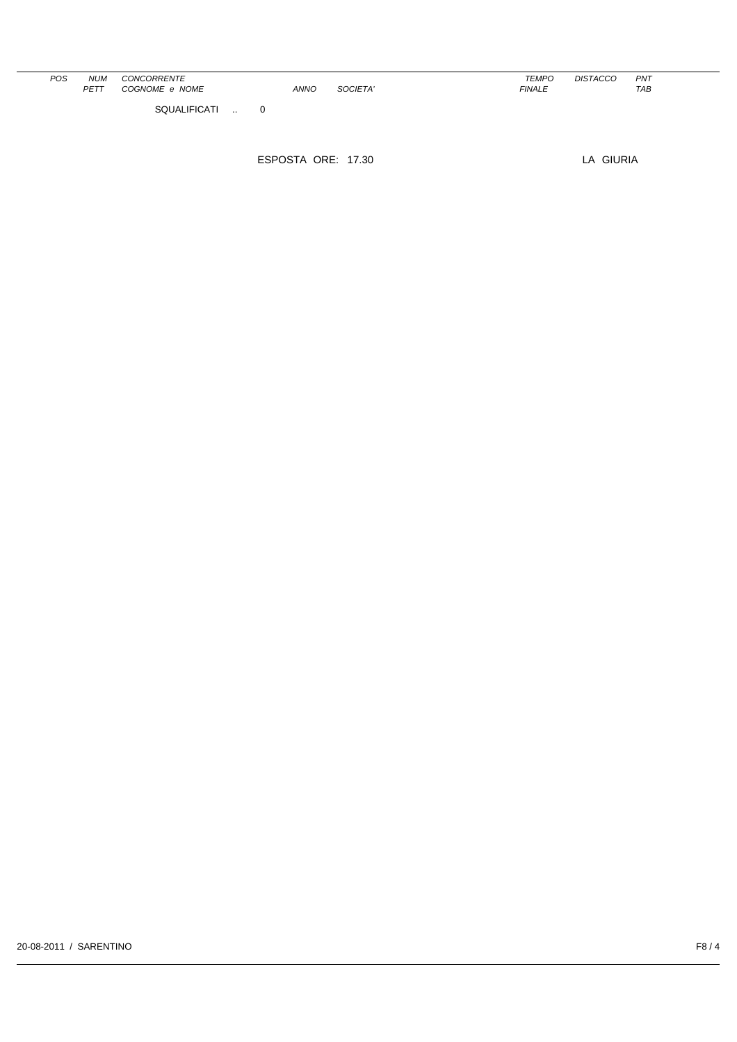| POS | NUM PETT | CONCORRENTE COGNOME e NOME | ANNO | SOCIETA' | TEMPO FINALE | DISTACCO | PNT TAB |
|---|---|---|---|---|---|---|---|

SQUALIFICATI .. 0

ESPOSTA ORE: 17.30

LA GIURIA